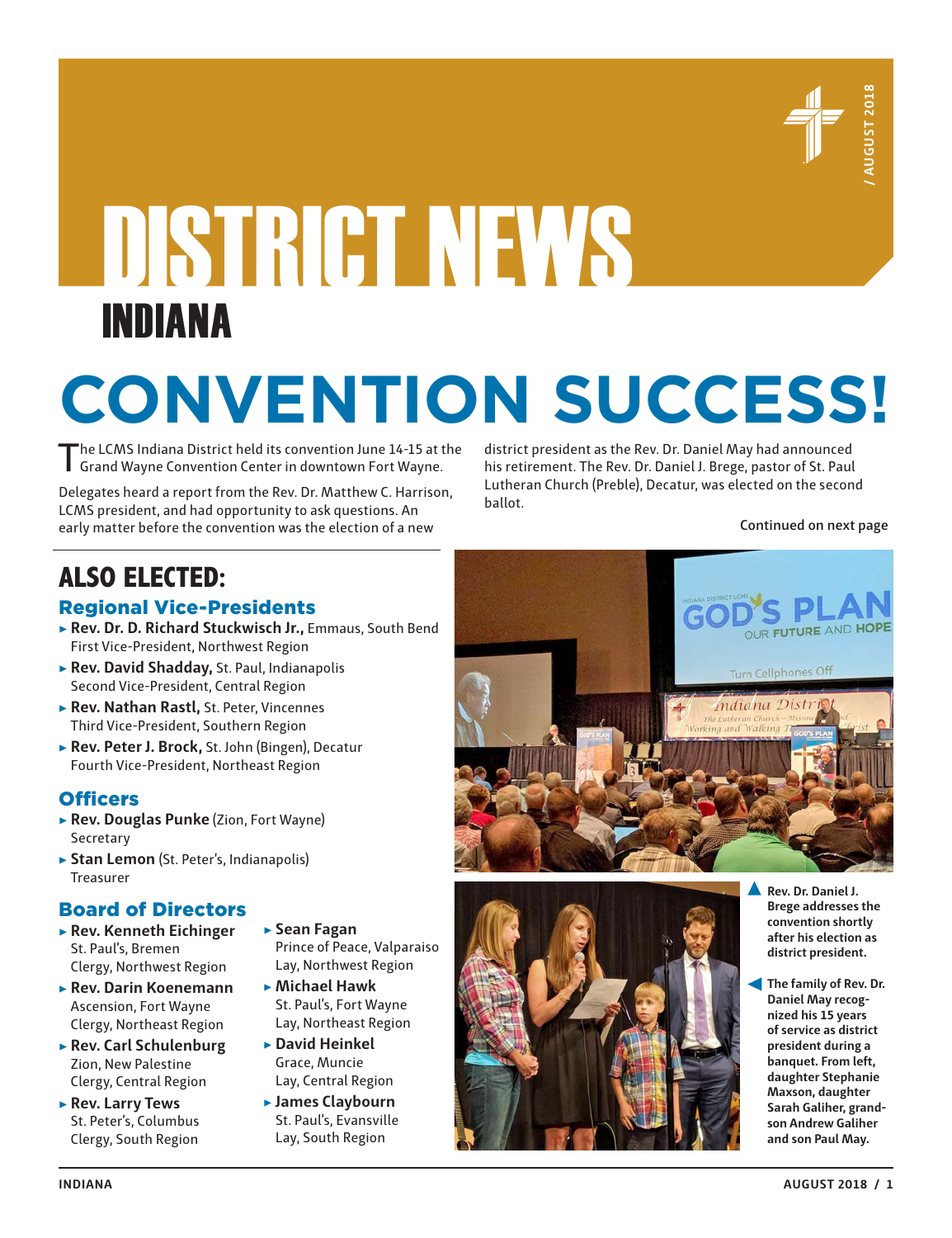# DISTRICT NEWS INDIANA

# CONVENTION SUCCESS!

The LCMS Indiana District held its convention June 14-15 at the Grand Wayne Convention Center in downtown Fort Wayne.

Delegates heard a report from the Rev. Dr. Matthew C. Harrison, LCMS president, and had opportunity to ask questions. An early matter before the convention was the election of a new district president as the Rev. Dr. Daniel May had announced his retirement. The Rev. Dr. Daniel J. Brege, pastor of St. Paul Lutheran Church (Preble), Decatur, was elected on the second ballot.

Continued on next page

## ALSO ELECTED:

### Regional Vice-Presidents

- **Rev. Dr. D. Richard Stuckwisch Jr.,** Emmaus, South Bend
  First Vice-President, Northwest Region
- **Rev. David Shadday,** St. Paul, Indianapolis
  Second Vice-President, Central Region
- **Rev. Nathan Rastl,** St. Peter, Vincennes
  Third Vice-President, Southern Region
- **Rev. Peter J. Brock,** St. John (Bingen), Decatur
  Fourth Vice-President, Northeast Region

### Officers

- **Rev. Douglas Punke** (Zion, Fort Wayne)
  Secretary
- **Stan Lemon** (St. Peter's, Indianapolis)
  Treasurer

### Board of Directors

- **Rev. Kenneth Eichinger**
  St. Paul's, Bremen
  Clergy, Northwest Region
- **Rev. Darin Koenemann**
  Ascension, Fort Wayne
  Clergy, Northeast Region
- **Rev. Carl Schulenburg**
  Zion, New Palestine
  Clergy, Central Region
- **Rev. Larry Tews**
  St. Peter's, Columbus
  Clergy, South Region
- **Sean Fagan**
  Prince of Peace, Valparaiso
  Lay, Northwest Region
- **Michael Hawk**
  St. Paul's, Fort Wayne
  Lay, Northeast Region
- **David Heinkel**
  Grace, Muncie
  Lay, Central Region
- **James Claybourn**
  St. Paul's, Evansville
  Lay, South Region

**▲ Rev. Dr. Daniel J. Brege addresses the convention shortly after his election as district president.**

**◄ The family of Rev. Dr. Daniel May recognized his 15 years of service as district president during a banquet. From left, daughter Stephanie Maxson, daughter Sarah Galiher, grandson Andrew Galiher and son Paul May.**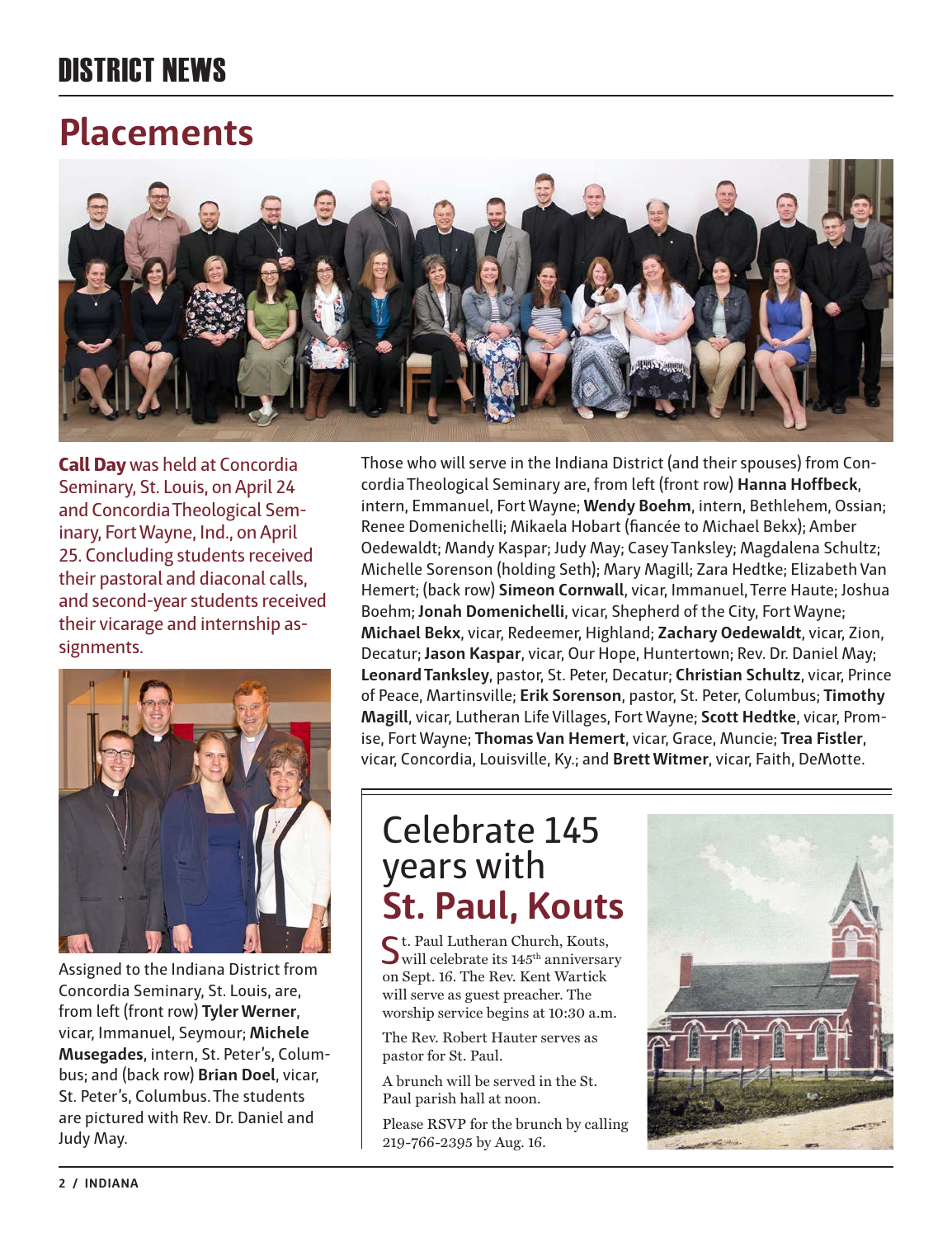# DISTRICT NEWS

## Placements

**Call Day** was held at Concordia Seminary, St. Louis, on April 24 and Concordia Theological Seminary, Fort Wayne, Ind., on April 25. Concluding students received their pastoral and diaconal calls, and second-year students received their vicarage and internship assignments.

Assigned to the Indiana District from Concordia Seminary, St. Louis, are, from left (front row) **Tyler Werner**, vicar, Immanuel, Seymour; **Michele Musegades**, intern, St. Peter's, Columbus; and (back row) **Brian Doel**, vicar, St. Peter's, Columbus. The students are pictured with Rev. Dr. Daniel and Judy May.

Those who will serve in the Indiana District (and their spouses) from Concordia Theological Seminary are, from left (front row) **Hanna Hoffbeck**, intern, Emmanuel, Fort Wayne; **Wendy Boehm**, intern, Bethlehem, Ossian; Renee Domenichelli; Mikaela Hobart (fiancée to Michael Bekx); Amber Oedewaldt; Mandy Kaspar; Judy May; Casey Tanksley; Magdalena Schultz; Michelle Sorenson (holding Seth); Mary Magill; Zara Hedtke; Elizabeth Van Hemert; (back row) **Simeon Cornwall**, vicar, Immanuel, Terre Haute; Joshua Boehm; **Jonah Domenichelli**, vicar, Shepherd of the City, Fort Wayne; **Michael Bekx**, vicar, Redeemer, Highland; **Zachary Oedewaldt**, vicar, Zion, Decatur; **Jason Kaspar**, vicar, Our Hope, Huntertown; Rev. Dr. Daniel May; **Leonard Tanksley**, pastor, St. Peter, Decatur; **Christian Schultz**, vicar, Prince of Peace, Martinsville; **Erik Sorenson**, pastor, St. Peter, Columbus; **Timothy Magill**, vicar, Lutheran Life Villages, Fort Wayne; **Scott Hedtke**, vicar, Promise, Fort Wayne; **Thomas Van Hemert**, vicar, Grace, Muncie; **Trea Fistler**, vicar, Concordia, Louisville, Ky.; and **Brett Witmer**, vicar, Faith, DeMotte.

## Celebrate 145 years with St. Paul, Kouts

St. Paul Lutheran Church, Kouts, will celebrate its 145th anniversary on Sept. 16. The Rev. Kent Wartick will serve as guest preacher. The worship service begins at 10:30 a.m.

The Rev. Robert Hauter serves as pastor for St. Paul.

A brunch will be served in the St. Paul parish hall at noon.

Please RSVP for the brunch by calling 219-766-2395 by Aug. 16.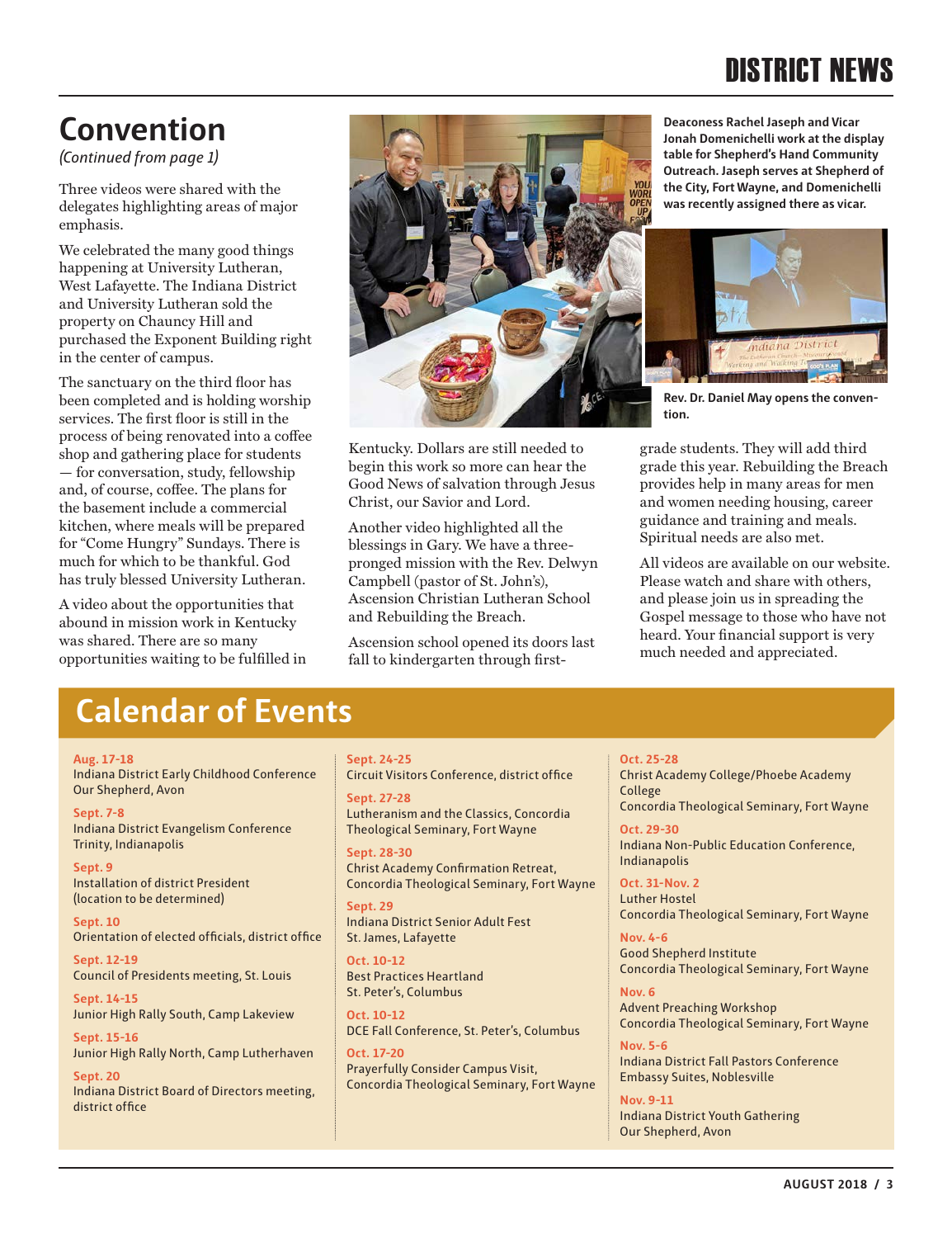# Convention

*(Continued from page 1)*

Three videos were shared with the delegates highlighting areas of major emphasis.

We celebrated the many good things happening at University Lutheran, West Lafayette. The Indiana District and University Lutheran sold the property on Chauncy Hill and purchased the Exponent Building right in the center of campus.

The sanctuary on the third floor has been completed and is holding worship services. The first floor is still in the process of being renovated into a coffee shop and gathering place for students — for conversation, study, fellowship and, of course, coffee. The plans for the basement include a commercial kitchen, where meals will be prepared for "Come Hungry" Sundays. There is much for which to be thankful. God has truly blessed University Lutheran.

A video about the opportunities that abound in mission work in Kentucky was shared. There are so many opportunities waiting to be fulfilled in Kentucky. Dollars are still needed to begin this work so more can hear the Good News of salvation through Jesus Christ, our Savior and Lord.

Another video highlighted all the blessings in Gary. We have a three-pronged mission with the Rev. Delwyn Campbell (pastor of St. John's), Ascension Christian Lutheran School and Rebuilding the Breach.

Ascension school opened its doors last fall to kindergarten through first-grade students. They will add third grade this year. Rebuilding the Breach provides help in many areas for men and women needing housing, career guidance and training and meals. Spiritual needs are also met.

All videos are available on our website. Please watch and share with others, and please join us in spreading the Gospel message to those who have not heard. Your financial support is very much needed and appreciated.

**Deaconess Rachel Jaseph and Vicar Jonah Domenichelli work at the display table for Shepherd's Hand Community Outreach. Jaseph serves at Shepherd of the City, Fort Wayne, and Domenichelli was recently assigned there as vicar.**

**Rev. Dr. Daniel May opens the convention.**

## Calendar of Events

**Aug. 17-18**
Indiana District Early Childhood Conference
Our Shepherd, Avon

**Sept. 7-8**
Indiana District Evangelism Conference
Trinity, Indianapolis

**Sept. 9**
Installation of district President
(location to be determined)

**Sept. 10**
Orientation of elected officials, district office

**Sept. 12-19**
Council of Presidents meeting, St. Louis

**Sept. 14-15**
Junior High Rally South, Camp Lakeview

**Sept. 15-16**
Junior High Rally North, Camp Lutherhaven

**Sept. 20**
Indiana District Board of Directors meeting, district office

**Sept. 24-25**
Circuit Visitors Conference, district office

**Sept. 27-28**
Lutheranism and the Classics, Concordia Theological Seminary, Fort Wayne

**Sept. 28-30**
Christ Academy Confirmation Retreat, Concordia Theological Seminary, Fort Wayne

**Sept. 29**
Indiana District Senior Adult Fest
St. James, Lafayette

**Oct. 10-12**
Best Practices Heartland
St. Peter's, Columbus

**Oct. 10-12**
DCE Fall Conference, St. Peter's, Columbus

**Oct. 17-20**
Prayerfully Consider Campus Visit, Concordia Theological Seminary, Fort Wayne

**Oct. 25-28**
Christ Academy College/Phoebe Academy College
Concordia Theological Seminary, Fort Wayne

**Oct. 29-30**
Indiana Non-Public Education Conference, Indianapolis

**Oct. 31-Nov. 2**
Luther Hostel
Concordia Theological Seminary, Fort Wayne

**Nov. 4-6**
Good Shepherd Institute
Concordia Theological Seminary, Fort Wayne

**Nov. 6**
Advent Preaching Workshop
Concordia Theological Seminary, Fort Wayne

**Nov. 5-6**
Indiana District Fall Pastors Conference
Embassy Suites, Noblesville

**Nov. 9-11**
Indiana District Youth Gathering
Our Shepherd, Avon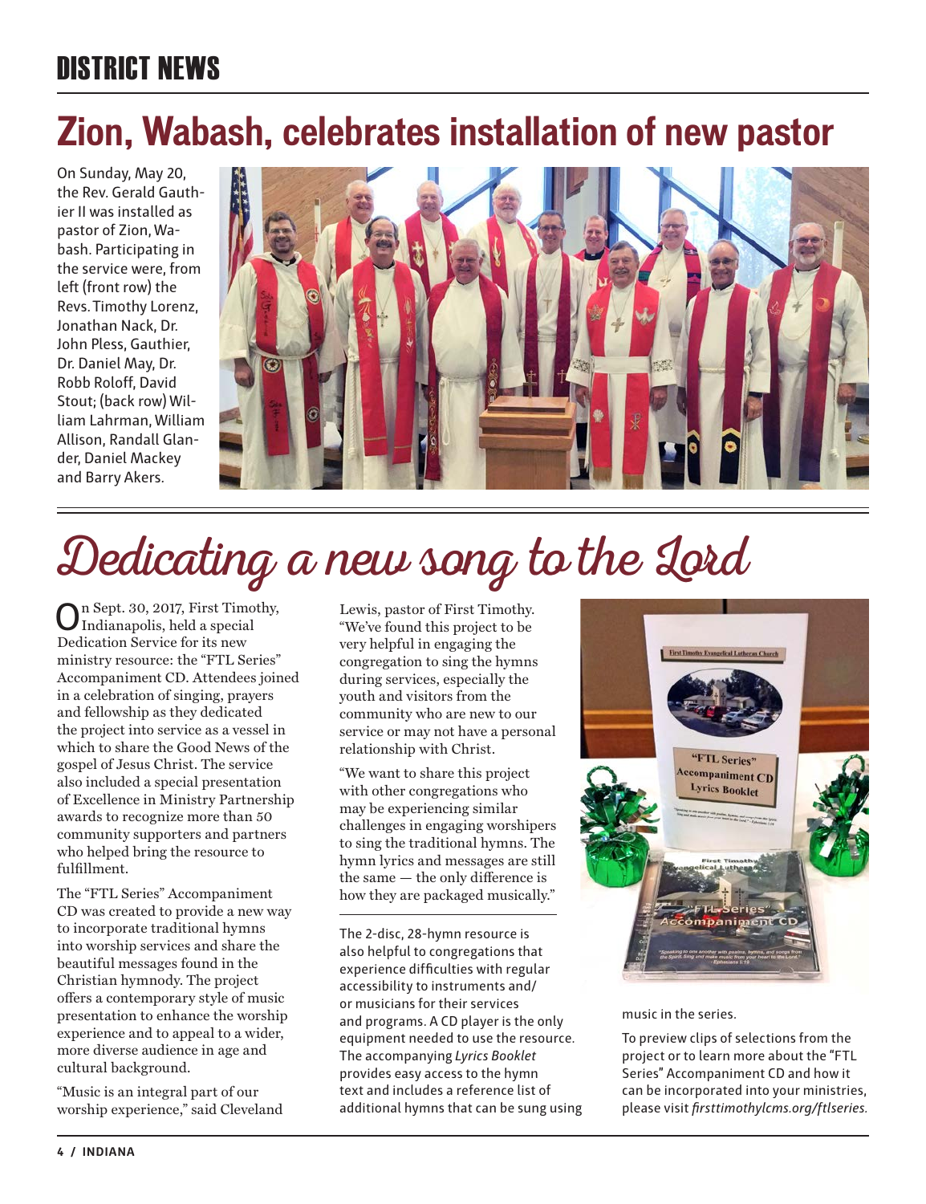# DISTRICT NEWS

## Zion, Wabash, celebrates installation of new pastor

On Sunday, May 20, the Rev. Gerald Gauthier II was installed as pastor of Zion, Wabash. Participating in the service were, from left (front row) the Revs. Timothy Lorenz, Jonathan Nack, Dr. John Pless, Gauthier, Dr. Daniel May, Dr. Robb Roloff, David Stout; (back row) William Lahrman, William Allison, Randall Glander, Daniel Mackey and Barry Akers.

## Dedicating a new song to the Lord

On Sept. 30, 2017, First Timothy, Indianapolis, held a special Dedication Service for its new ministry resource: the "FTL Series" Accompaniment CD. Attendees joined in a celebration of singing, prayers and fellowship as they dedicated the project into service as a vessel in which to share the Good News of the gospel of Jesus Christ. The service also included a special presentation of Excellence in Ministry Partnership awards to recognize more than 50 community supporters and partners who helped bring the resource to fulfillment.

The "FTL Series" Accompaniment CD was created to provide a new way to incorporate traditional hymns into worship services and share the beautiful messages found in the Christian hymnody. The project offers a contemporary style of music presentation to enhance the worship experience and to appeal to a wider, more diverse audience in age and cultural background.

"Music is an integral part of our worship experience," said Cleveland Lewis, pastor of First Timothy. "We've found this project to be very helpful in engaging the congregation to sing the hymns during services, especially the youth and visitors from the community who are new to our service or may not have a personal relationship with Christ.

"We want to share this project with other congregations who may be experiencing similar challenges in engaging worshipers to sing the traditional hymns. The hymn lyrics and messages are still the same — the only difference is how they are packaged musically."

The 2-disc, 28-hymn resource is also helpful to congregations that experience difficulties with regular accessibility to instruments and/or musicians for their services and programs. A CD player is the only equipment needed to use the resource. The accompanying *Lyrics Booklet* provides easy access to the hymn text and includes a reference list of additional hymns that can be sung using music in the series.

To preview clips of selections from the project or to learn more about the "FTL Series" Accompaniment CD and how it can be incorporated into your ministries, please visit *firsttimothylcms.org/ftlseries.*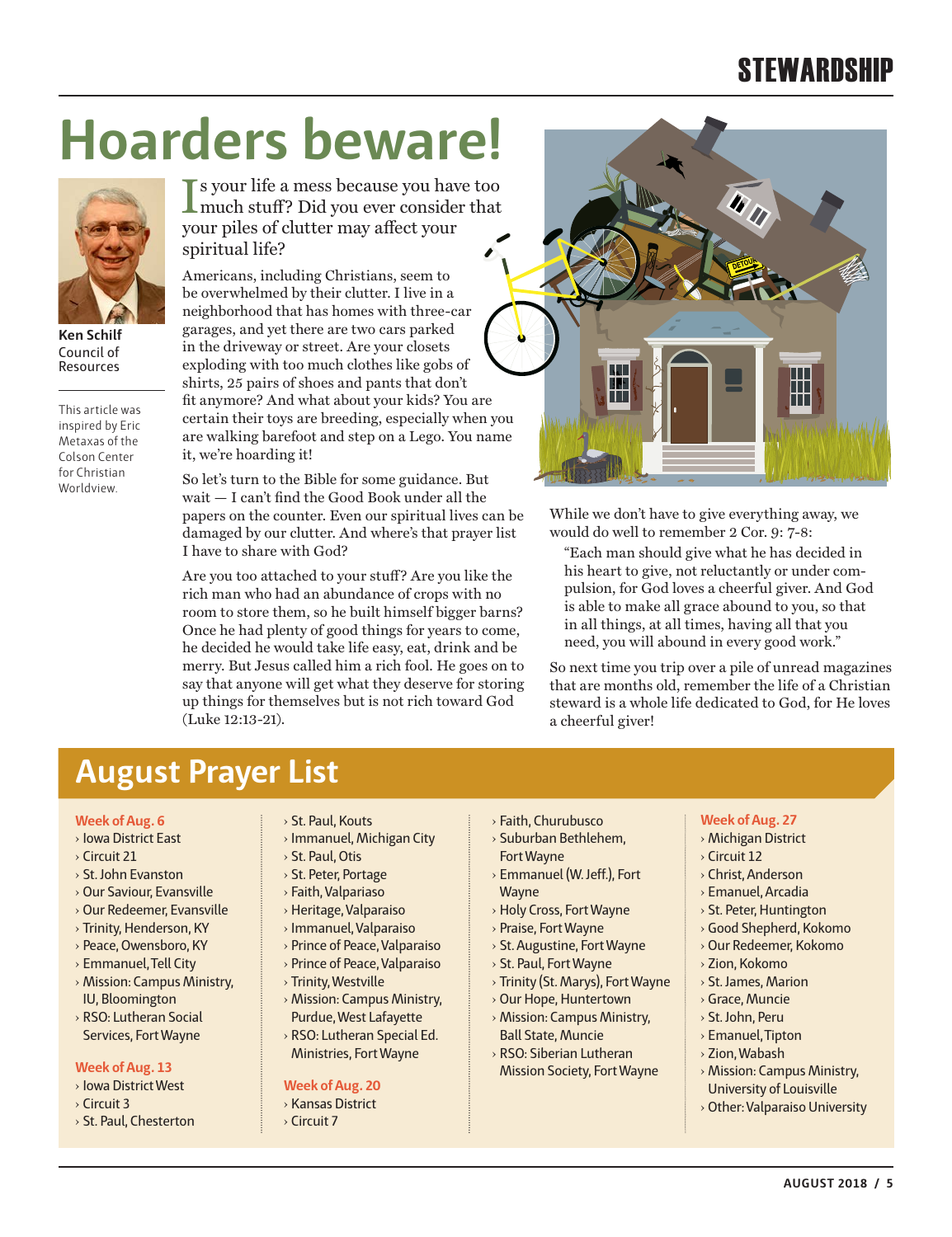STEWARDSHIP

# Hoarders beware!

**Ken Schilf**
Council of Resources

This article was inspired by Eric Metaxas of the Colson Center for Christian Worldview.

Is your life a mess because you have too much stuff? Did you ever consider that your piles of clutter may affect your spiritual life?

Americans, including Christians, seem to be overwhelmed by their clutter. I live in a neighborhood that has homes with three-car garages, and yet there are two cars parked in the driveway or street. Are your closets exploding with too much clothes like gobs of shirts, 25 pairs of shoes and pants that don't fit anymore? And what about your kids? You are certain their toys are breeding, especially when you are walking barefoot and step on a Lego. You name it, we're hoarding it!

So let's turn to the Bible for some guidance. But wait — I can't find the Good Book under all the papers on the counter. Even our spiritual lives can be damaged by our clutter. And where's that prayer list I have to share with God?

Are you too attached to your stuff? Are you like the rich man who had an abundance of crops with no room to store them, so he built himself bigger barns? Once he had plenty of good things for years to come, he decided he would take life easy, eat, drink and be merry. But Jesus called him a rich fool. He goes on to say that anyone will get what they deserve for storing up things for themselves but is not rich toward God (Luke 12:13-21).

While we don't have to give everything away, we would do well to remember 2 Cor. 9: 7-8:

> "Each man should give what he has decided in his heart to give, not reluctantly or under compulsion, for God loves a cheerful giver. And God is able to make all grace abound to you, so that in all things, at all times, having all that you need, you will abound in every good work."

So next time you trip over a pile of unread magazines that are months old, remember the life of a Christian steward is a whole life dedicated to God, for He loves a cheerful giver!

## August Prayer List

**Week of Aug. 6**
- Iowa District East
- Circuit 21
- St. John Evanston
- Our Saviour, Evansville
- Our Redeemer, Evansville
- Trinity, Henderson, KY
- Peace, Owensboro, KY
- Emmanuel, Tell City
- Mission: Campus Ministry, IU, Bloomington
- RSO: Lutheran Social Services, Fort Wayne

**Week of Aug. 13**
- Iowa District West
- Circuit 3
- St. Paul, Chesterton
- St. Paul, Kouts
- Immanuel, Michigan City
- St. Paul, Otis
- St. Peter, Portage
- Faith, Valpariaso
- Heritage, Valparaiso
- Immanuel, Valparaiso
- Prince of Peace, Valparaiso
- Prince of Peace, Valparaiso
- Trinity, Westville
- Mission: Campus Ministry, Purdue, West Lafayette
- RSO: Lutheran Special Ed. Ministries, Fort Wayne

**Week of Aug. 20**
- Kansas District
- Circuit 7
- Faith, Churubusco
- Suburban Bethlehem, Fort Wayne
- Emmanuel (W. Jeff.), Fort Wayne
- Holy Cross, Fort Wayne
- Praise, Fort Wayne
- St. Augustine, Fort Wayne
- St. Paul, Fort Wayne
- Trinity (St. Marys), Fort Wayne
- Our Hope, Huntertown
- Mission: Campus Ministry, Ball State, Muncie
- RSO: Siberian Lutheran Mission Society, Fort Wayne

**Week of Aug. 27**
- Michigan District
- Circuit 12
- Christ, Anderson
- Emanuel, Arcadia
- St. Peter, Huntington
- Good Shepherd, Kokomo
- Our Redeemer, Kokomo
- Zion, Kokomo
- St. James, Marion
- Grace, Muncie
- St. John, Peru
- Emanuel, Tipton
- Zion, Wabash
- Mission: Campus Ministry, University of Louisville
- Other: Valparaiso University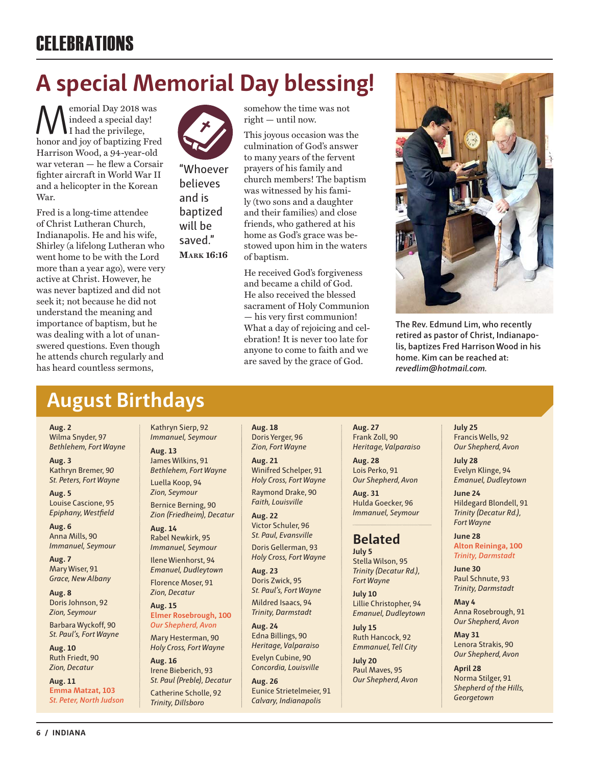# CELEBRATIONS

## A special Memorial Day blessing!

Memorial Day 2018 was indeed a special day! I had the privilege, honor and joy of baptizing Fred Harrison Wood, a 94-year-old war veteran — he flew a Corsair fighter aircraft in World War II and a helicopter in the Korean War.

Fred is a long-time attendee of Christ Lutheran Church, Indianapolis. He and his wife, Shirley (a lifelong Lutheran who went home to be with the Lord more than a year ago), were very active at Christ. However, he was never baptized and did not seek it; not because he did not understand the meaning and importance of baptism, but he was dealing with a lot of unanswered questions. Even though he attends church regularly and has heard countless sermons, somehow the time was not right — until now.

> "Whoever believes and is baptized will be saved."
> **MARK 16:16**

This joyous occasion was the culmination of God's answer to many years of the fervent prayers of his family and church members! The baptism was witnessed by his family (two sons and a daughter and their families) and close friends, who gathered at his home as God's grace was bestowed upon him in the waters of baptism.

He received God's forgiveness and became a child of God. He also received the blessed sacrament of Holy Communion — his very first communion! What a day of rejoicing and celebration! It is never too late for anyone to come to faith and we are saved by the grace of God.

The Rev. Edmund Lim, who recently retired as pastor of Christ, Indianapolis, baptizes Fred Harrison Wood in his home. Kim can be reached at: *revedlim@hotmail.com.*

## August Birthdays

**Aug. 2**
Wilma Snyder, 97
*Bethlehem, Fort Wayne*

**Aug. 3**
Kathryn Bremer, 90
*St. Peters, Fort Wayne*

**Aug. 5**
Louise Cascione, 95
*Epiphany, Westfield*

**Aug. 6**
Anna Mills, 90
*Immanuel, Seymour*

**Aug. 7**
Mary Wiser, 91
*Grace, New Albany*

**Aug. 8**
Doris Johnson, 92
*Zion, Seymour*

Barbara Wyckoff, 90
*St. Paul's, Fort Wayne*

**Aug. 10**
Ruth Friedt, 90
*Zion, Decatur*

**Aug. 11**
**Emma Matzat, 103**
***St. Peter, North Judson***

Kathryn Sierp, 92
*Immanuel, Seymour*

**Aug. 13**
James Wilkins, 91
*Bethlehem, Fort Wayne*

Luella Koop, 94
*Zion, Seymour*

Bernice Berning, 90
*Zion (Friedheim), Decatur*

**Aug. 14**
Rabel Newkirk, 95
*Immanuel, Seymour*

Ilene Wienhorst, 94
*Emanuel, Dudleytown*

Florence Moser, 91
*Zion, Decatur*

**Aug. 15**
**Elmer Rosebrough, 100**
***Our Shepherd, Avon***

Mary Hesterman, 90
*Holy Cross, Fort Wayne*

**Aug. 16**
Irene Bieberich, 93
*St. Paul (Preble), Decatur*

Catherine Scholle, 92
*Trinity, Dillsboro*

**Aug. 18**
Doris Yerger, 96
*Zion, Fort Wayne*

**Aug. 21**
Winifred Schelper, 91
*Holy Cross, Fort Wayne*

Raymond Drake, 90
*Faith, Louisville*

**Aug. 22**
Victor Schuler, 96
*St. Paul, Evansville*

Doris Gellerman, 93
*Holy Cross, Fort Wayne*

**Aug. 23**
Doris Zwick, 95
*St. Paul's, Fort Wayne*

Mildred Isaacs, 94
*Trinity, Darmstadt*

**Aug. 24**
Edna Billings, 90
*Heritage, Valparaiso*

Evelyn Cubine, 90
*Concordia, Louisville*

**Aug. 26**
Eunice Strietelmeier, 91
*Calvary, Indianapolis*

**Aug. 27**
Frank Zoll, 90
*Heritage, Valparaiso*

**Aug. 28**
Lois Perko, 91
*Our Shepherd, Avon*

**Aug. 31**
Hulda Goecker, 96
*Immanuel, Seymour*

### Belated

**July 5**
Stella Wilson, 95
*Trinity (Decatur Rd.), Fort Wayne*

**July 10**
Lillie Christopher, 94
*Emanuel, Dudleytown*

**July 15**
Ruth Hancock, 92
*Emmanuel, Tell City*

**July 20**
Paul Maves, 95
*Our Shepherd, Avon*

**July 25**
Francis Wells, 92
*Our Shepherd, Avon*

**July 28**
Evelyn Klinge, 94
*Emanuel, Dudleytown*

**June 24**
Hildegard Blondell, 91
*Trinity (Decatur Rd.), Fort Wayne*

**June 28**
**Alton Reininga, 100**
***Trinity, Darmstadt***

**June 30**
Paul Schnute, 93
*Trinity, Darmstadt*

**May 4**
Anna Rosebrough, 91
*Our Shepherd, Avon*

**May 31**
Lenora Strakis, 90
*Our Shepherd, Avon*

**April 28**
Norma Stilger, 91
*Shepherd of the Hills, Georgetown*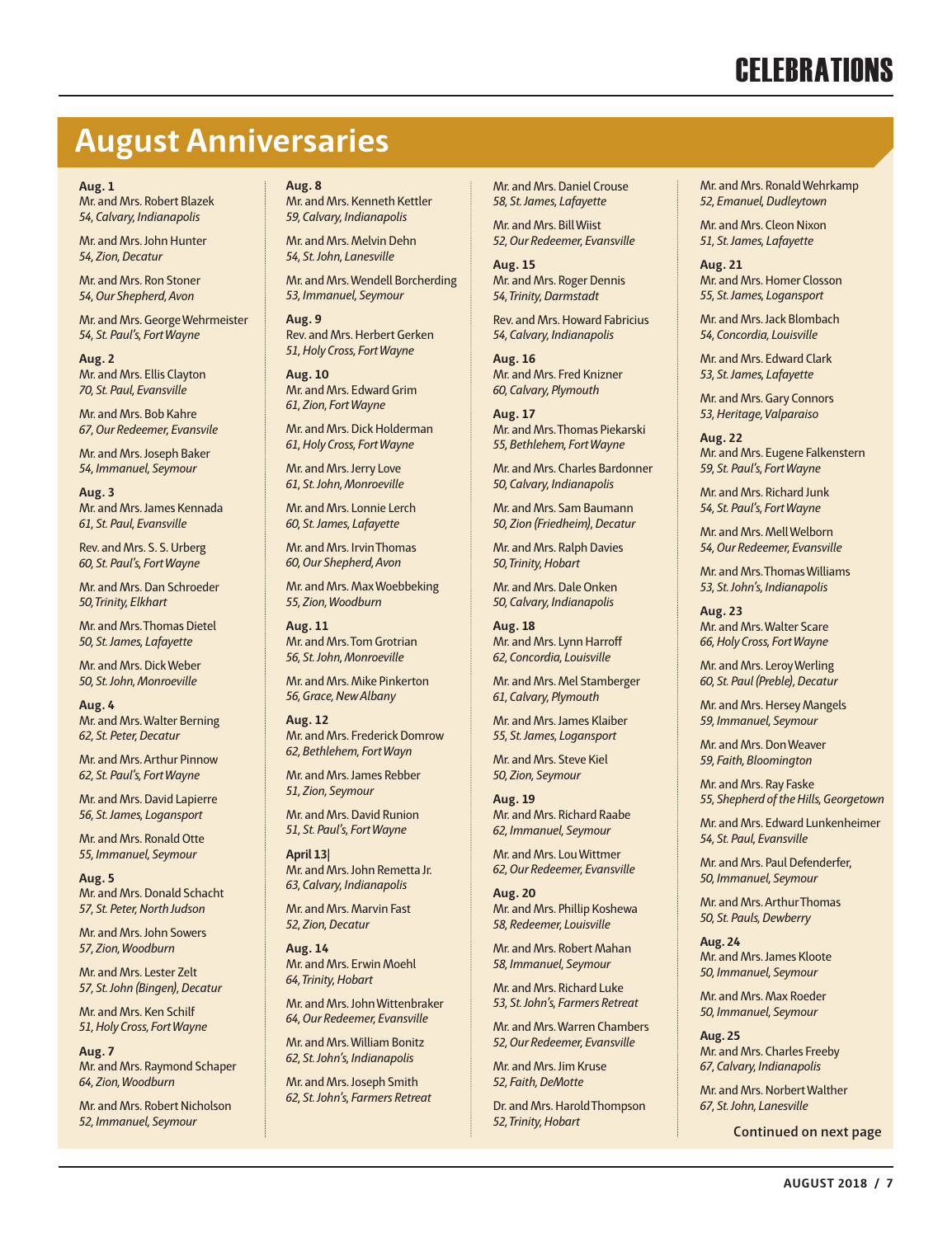# CELEBRATIONS

## August Anniversaries

**Aug. 1**
Mr. and Mrs. Robert Blazek
*54, Calvary, Indianapolis*

Mr. and Mrs. John Hunter
*54, Zion, Decatur*

Mr. and Mrs. Ron Stoner
*54, Our Shepherd, Avon*

Mr. and Mrs. George Wehrmeister
*54, St. Paul's, Fort Wayne*

**Aug. 2**
Mr. and Mrs. Ellis Clayton
*70, St. Paul, Evansville*

Mr. and Mrs. Bob Kahre
*67, Our Redeemer, Evansvile*

Mr. and Mrs. Joseph Baker
*54, Immanuel, Seymour*

**Aug. 3**
Mr. and Mrs. James Kennada
*61, St. Paul, Evansville*

Rev. and Mrs. S. S. Urberg
*60, St. Paul's, Fort Wayne*

Mr. and Mrs. Dan Schroeder
*50, Trinity, Elkhart*

Mr. and Mrs. Thomas Dietel
*50, St. James, Lafayette*

Mr. and Mrs. Dick Weber
*50, St. John, Monroeville*

**Aug. 4**
Mr. and Mrs. Walter Berning
*62, St. Peter, Decatur*

Mr. and Mrs. Arthur Pinnow
*62, St. Paul's, Fort Wayne*

Mr. and Mrs. David Lapierre
*56, St. James, Logansport*

Mr. and Mrs. Ronald Otte
*55, Immanuel, Seymour*

**Aug. 5**
Mr. and Mrs. Donald Schacht
*57, St. Peter, North Judson*

Mr. and Mrs. John Sowers
*57, Zion, Woodburn*

Mr. and Mrs. Lester Zelt
*57, St. John (Bingen), Decatur*

Mr. and Mrs. Ken Schilf
*51, Holy Cross, Fort Wayne*

**Aug. 7**
Mr. and Mrs. Raymond Schaper
*64, Zion, Woodburn*

Mr. and Mrs. Robert Nicholson
*52, Immanuel, Seymour*

**Aug. 8**
Mr. and Mrs. Kenneth Kettler
*59, Calvary, Indianapolis*

Mr. and Mrs. Melvin Dehn
*54, St. John, Lanesville*

Mr. and Mrs. Wendell Borcherding
*53, Immanuel, Seymour*

**Aug. 9**
Rev. and Mrs. Herbert Gerken
*51, Holy Cross, Fort Wayne*

**Aug. 10**
Mr. and Mrs. Edward Grim
*61, Zion, Fort Wayne*

Mr. and Mrs. Dick Holderman
*61, Holy Cross, Fort Wayne*

Mr. and Mrs. Jerry Love
*61, St. John, Monroeville*

Mr. and Mrs. Lonnie Lerch
*60, St. James, Lafayette*

Mr. and Mrs. Irvin Thomas
*60, Our Shepherd, Avon*

Mr. and Mrs. Max Woebbeking
*55, Zion, Woodburn*

**Aug. 11**
Mr. and Mrs. Tom Grotrian
*56, St. John, Monroeville*

Mr. and Mrs. Mike Pinkerton
*56, Grace, New Albany*

**Aug. 12**
Mr. and Mrs. Frederick Domrow
*62, Bethlehem, Fort Wayn*

Mr. and Mrs. James Rebber
*51, Zion, Seymour*

Mr. and Mrs. David Runion
*51, St. Paul's, Fort Wayne*

**April 13|**
Mr. and Mrs. John Remetta Jr.
*63, Calvary, Indianapolis*

Mr. and Mrs. Marvin Fast
*52, Zion, Decatur*

**Aug. 14**
Mr. and Mrs. Erwin Moehl
*64, Trinity, Hobart*

Mr. and Mrs. John Wittenbraker
*64, Our Redeemer, Evansville*

Mr. and Mrs. William Bonitz
*62, St. John's, Indianapolis*

Mr. and Mrs. Joseph Smith
*62, St. John's, Farmers Retreat*

Mr. and Mrs. Daniel Crouse
*58, St. James, Lafayette*

Mr. and Mrs. Bill Wiist
*52, Our Redeemer, Evansville*

**Aug. 15**
Mr. and Mrs. Roger Dennis
*54, Trinity, Darmstadt*

Rev. and Mrs. Howard Fabricius
*54, Calvary, Indianapolis*

**Aug. 16**
Mr. and Mrs. Fred Knizner
*60, Calvary, Plymouth*

**Aug. 17**
Mr. and Mrs. Thomas Piekarski
*55, Bethlehem, Fort Wayne*

Mr. and Mrs. Charles Bardonner
*50, Calvary, Indianapolis*

Mr. and Mrs. Sam Baumann
*50, Zion (Friedheim), Decatur*

Mr. and Mrs. Ralph Davies
*50, Trinity, Hobart*

Mr. and Mrs. Dale Onken
*50, Calvary, Indianapolis*

**Aug. 18**
Mr. and Mrs. Lynn Harroff
*62, Concordia, Louisville*

Mr. and Mrs. Mel Stamberger
*61, Calvary, Plymouth*

Mr. and Mrs. James Klaiber
*55, St. James, Logansport*

Mr. and Mrs. Steve Kiel
*50, Zion, Seymour*

**Aug. 19**
Mr. and Mrs. Richard Raabe
*62, Immanuel, Seymour*

Mr. and Mrs. Lou Wittmer
*62, Our Redeemer, Evansville*

**Aug. 20**
Mr. and Mrs. Phillip Koshewa
*58, Redeemer, Louisville*

Mr. and Mrs. Robert Mahan
*58, Immanuel, Seymour*

Mr. and Mrs. Richard Luke
*53, St. John's, Farmers Retreat*

Mr. and Mrs. Warren Chambers
*52, Our Redeemer, Evansville*

Mr. and Mrs. Jim Kruse
*52, Faith, DeMotte*

Dr. and Mrs. Harold Thompson
*52, Trinity, Hobart*

Mr. and Mrs. Ronald Wehrkamp
*52, Emanuel, Dudleytown*

Mr. and Mrs. Cleon Nixon
*51, St. James, Lafayette*

**Aug. 21**
Mr. and Mrs. Homer Closson
*55, St. James, Logansport*

Mr. and Mrs. Jack Blombach
*54, Concordia, Louisville*

Mr. and Mrs. Edward Clark
*53, St. James, Lafayette*

Mr. and Mrs. Gary Connors
*53, Heritage, Valparaiso*

**Aug. 22**
Mr. and Mrs. Eugene Falkenstern
*59, St. Paul's, Fort Wayne*

Mr. and Mrs. Richard Junk
*54, St. Paul's, Fort Wayne*

Mr. and Mrs. Mell Welborn
*54, Our Redeemer, Evansville*

Mr. and Mrs. Thomas Williams
*53, St. John's, Indianapolis*

**Aug. 23**
Mr. and Mrs. Walter Scare
*66, Holy Cross, Fort Wayne*

Mr. and Mrs. Leroy Werling
*60, St. Paul (Preble), Decatur*

Mr. and Mrs. Hersey Mangels
*59, Immanuel, Seymour*

Mr. and Mrs. Don Weaver
*59, Faith, Bloomington*

Mr. and Mrs. Ray Faske
*55, Shepherd of the Hills, Georgetown*

Mr. and Mrs. Edward Lunkenheimer
*54, St. Paul, Evansville*

Mr. and Mrs. Paul Defenderfer,
*50, Immanuel, Seymour*

Mr. and Mrs. Arthur Thomas
*50, St. Pauls, Dewberry*

**Aug. 24**
Mr. and Mrs. James Kloote
*50, Immanuel, Seymour*

Mr. and Mrs. Max Roeder
*50, Immanuel, Seymour*

**Aug. 25**
Mr. and Mrs. Charles Freeby
*67, Calvary, Indianapolis*

Mr. and Mrs. Norbert Walther
*67, St. John, Lanesville*

**Continued on next page**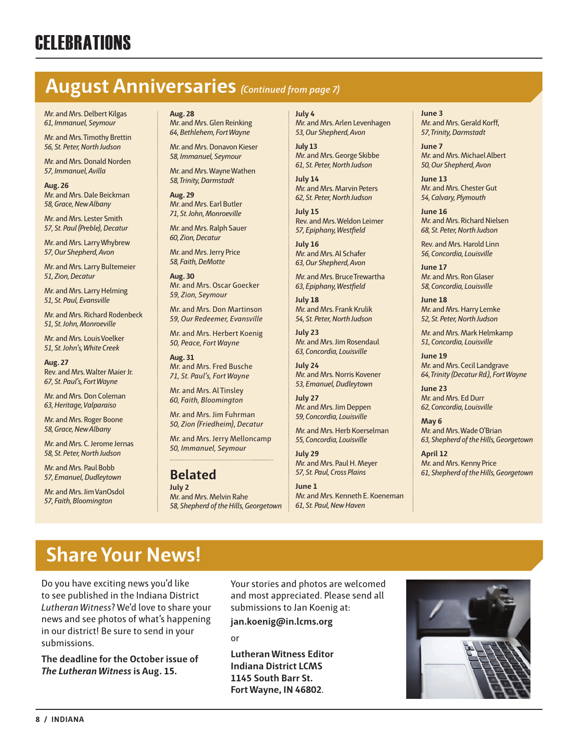# CELEBRATIONS

## August Anniversaries *(Continued from page 7)*

Mr. and Mrs. Delbert Kilgas
*61, Immanuel, Seymour*

Mr. and Mrs. Timothy Brettin
*56, St. Peter, North Judson*

Mr. and Mrs. Donald Norden
*57, Immanuel, Avilla*

**Aug. 26**
Mr. and Mrs. Dale Beickman
*58, Grace, New Albany*

Mr. and Mrs. Lester Smith
*57, St. Paul (Preble), Decatur*

Mr. and Mrs. Larry Whybrew
*57, Our Shepherd, Avon*

Mr. and Mrs. Larry Bultemeier
*51, Zion, Decatur*

Mr. and Mrs. Larry Helming
*51, St. Paul, Evansville*

Mr. and Mrs. Richard Rodenbeck
*51, St. John, Monroeville*

Mr. and Mrs. Louis Voelker
*51, St. John's, White Creek*

**Aug. 27**
Rev. and Mrs. Walter Maier Jr.
*67, St. Paul's, Fort Wayne*

Mr. and Mrs. Don Coleman
*63, Heritage, Valparaiso*

Mr. and Mrs. Roger Boone
*58, Grace, New Albany*

Mr. and Mrs. C. Jerome Jernas
*58, St. Peter, North Judson*

Mr. and Mrs. Paul Bobb
*57, Emanuel, Dudleytown*

Mr. and Mrs. Jim VanOsdol
*57, Faith, Bloomington*

**Aug. 28**
Mr. and Mrs. Glen Reinking
*64, Bethlehem, Fort Wayne*

Mr. and Mrs. Donavon Kieser
*58, Immanuel, Seymour*

Mr. and Mrs. Wayne Wathen
*58, Trinity, Darmstadt*

**Aug. 29**
Mr. and Mrs. Earl Butler
*71, St. John, Monroeville*

Mr. and Mrs. Ralph Sauer
*60, Zion, Decatur*

Mr. and Mrs. Jerry Price
*58, Faith, DeMotte*

**Aug. 30**
Mr. and Mrs. Oscar Goecker
*59, Zion, Seymour*

Mr. and Mrs. Don Martinson
*59, Our Redeemer, Evansville*

Mr. and Mrs. Herbert Koenig
*50, Peace, Fort Wayne*

**Aug. 31**
Mr. and Mrs. Fred Busche
*71, St. Paul's, Fort Wayne*

Mr. and Mrs. Al Tinsley
*60, Faith, Bloomington*

Mr. and Mrs. Jim Fuhrman
*50, Zion (Friedheim), Decatur*

Mr. and Mrs. Jerry Melloncamp
*50, Immanuel, Seymour*

### Belated

**July 2**
Mr. and Mrs. Melvin Rahe
*58, Shepherd of the Hills, Georgetown*

**July 4**
Mr. and Mrs. Arlen Levenhagen
*53, Our Shepherd, Avon*

**July 13**
Mr. and Mrs. George Skibbe
*61, St. Peter, North Judson*

**July 14**
Mr. and Mrs. Marvin Peters
*62, St. Peter, North Judson*

**July 15**
Rev. and Mrs. Weldon Leimer
*57, Epiphany, Westfield*

**July 16**
Mr. and Mrs. Al Schafer
*63, Our Shepherd, Avon*

Mr. and Mrs. Bruce Trewartha
*63, Epiphany, Westfield*

**July 18**
Mr. and Mrs. Frank Krulik
*54, St. Peter, North Judson*

**July 23**
Mr. and Mrs. Jim Rosendaul
*63, Concordia, Louisville*

**July 24**
Mr. and Mrs. Norris Kovener
*53, Emanuel, Dudleytown*

**July 27**
Mr. and Mrs. Jim Deppen
*59, Concordia, Louisville*

Mr. and Mrs. Herb Koerselman
*55, Concordia, Louisville*

**July 29**
Mr. and Mrs. Paul H. Meyer
*57, St. Paul, Cross Plains*

**June 1**
Mr. and Mrs. Kenneth E. Koeneman
*61, St. Paul, New Haven*

**June 3**
Mr. and Mrs. Gerald Korff,
*57, Trinity, Darmstadt*

**June 7**
Mr. and Mrs. Michael Albert
*50, Our Shepherd, Avon*

**June 13**
Mr. and Mrs. Chester Gut
*54, Calvary, Plymouth*

**June 16**
Mr. and Mrs. Richard Nielsen
*68, St. Peter, North Judson*

Rev. and Mrs. Harold Linn
*56, Concordia, Louisville*

**June 17**
Mr. and Mrs. Ron Glaser
*58, Concordia, Louisville*

**June 18**
Mr. and Mrs. Harry Lemke
*52, St. Peter, North Judson*

Mr. and Mrs. Mark Helmkamp
*51, Concordia, Louisville*

**June 19**
Mr. and Mrs. Cecil Landgrave
*64, Trinity (Decatur Rd.), Fort Wayne*

**June 23**
Mr. and Mrs. Ed Durr
*62, Concordia, Louisville*

**May 6**
Mr. and Mrs. Wade O'Brian
*63, Shepherd of the Hills, Georgetown*

**April 12**
Mr. and Mrs. Kenny Price
*61, Shepherd of the Hills, Georgetown*

## Share Your News!

Do you have exciting news you'd like to see published in the Indiana District *Lutheran Witness*? We'd love to share your news and see photos of what's happening in our district! Be sure to send in your submissions.

**The deadline for the October issue of *The Lutheran Witness* is Aug. 15.**

Your stories and photos are welcomed and most appreciated. Please send all submissions to Jan Koenig at:

**jan.koenig@in.lcms.org**

or

**Lutheran Witness Editor**
**Indiana District LCMS**
**1145 South Barr St.**
**Fort Wayne, IN 46802**.